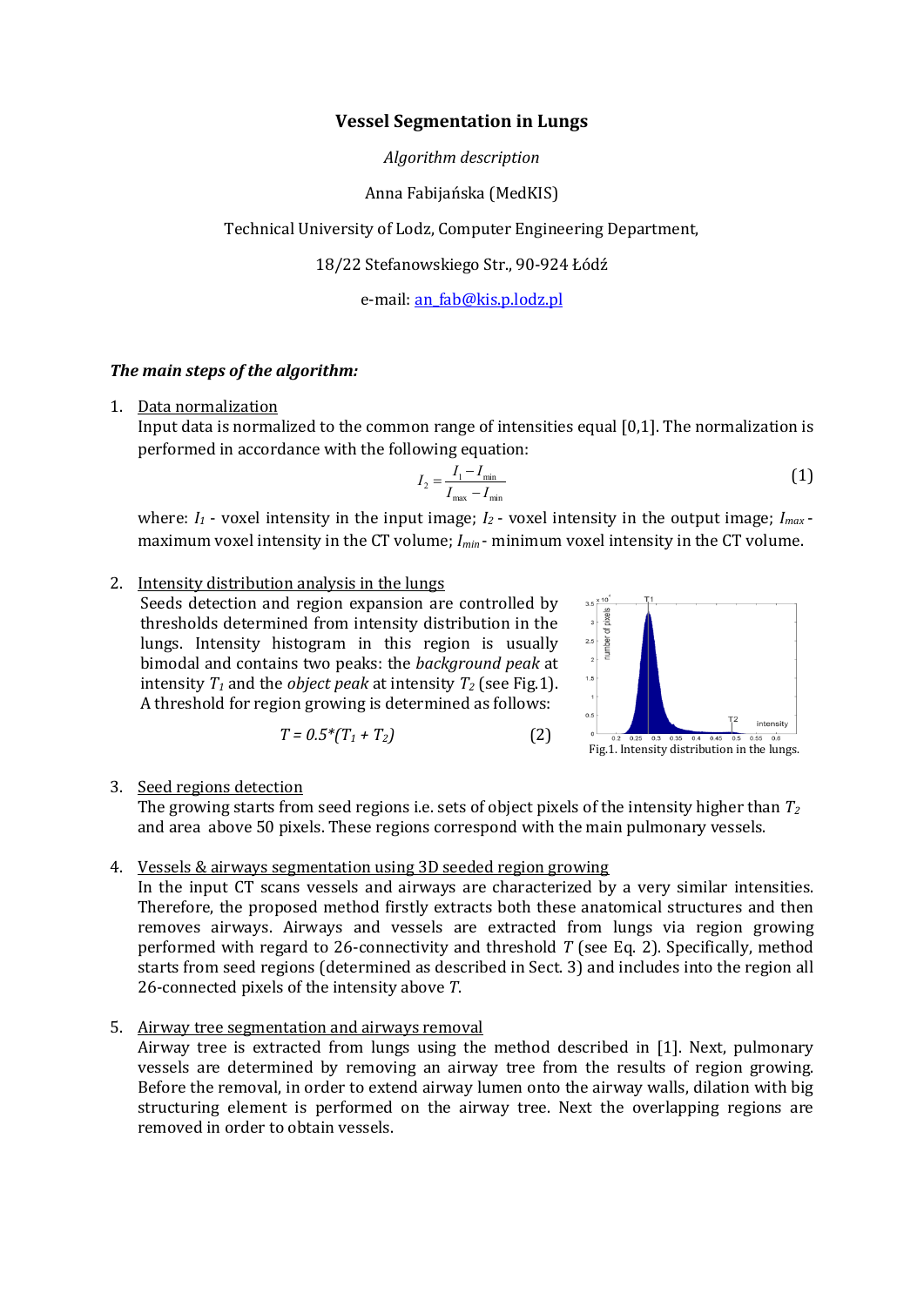# Vessel Segmentation in Lungs

*Algorithm description*

Anna Fabijańska (MedKIS)

Technical University of Lodz, Computer Engineering Department,

18/22 Stefanowskiego Str., 90-924 Łódź

e-mail: an_fab@kis.p.lodz.pl

## *The main steps of the algorithm:*

1. Data normalization

   Input data is normalized to the common range of intensities equal [0,1]. The normalization is performed in accordance with the following equation:

   $$I_2 = \frac{I_1 - I_{\min}}{I_{\max} - I_{\min}} \tag{1}$$

   where: $I_1$ - voxel intensity in the input image; $I_2$ - voxel intensity in the output image; $I_{max}$ - maximum voxel intensity in the CT volume; $I_{min}$ - minimum voxel intensity in the CT volume.

2. Intensity distribution analysis in the lungs

   Seeds detection and region expansion are controlled by thresholds determined from intensity distribution in the lungs. Intensity histogram in this region is usually bimodal and contains two peaks: the *background peak* at intensity $T_1$ and the *object peak* at intensity $T_2$ (see Fig.1). A threshold for region growing is determined as follows:

   $$T = 0.5*(T_1 + T_2) \tag{2}$$

   Fig.1. Intensity distribution in the lungs.

3. Seed regions detection

   The growing starts from seed regions i.e. sets of object pixels of the intensity higher than $T_2$ and area above 50 pixels. These regions correspond with the main pulmonary vessels.

4. Vessels & airways segmentation using 3D seeded region growing

   In the input CT scans vessels and airways are characterized by a very similar intensities. Therefore, the proposed method firstly extracts both these anatomical structures and then removes airways. Airways and vessels are extracted from lungs via region growing performed with regard to 26-connectivity and threshold $T$ (see Eq. 2). Specifically, method starts from seed regions (determined as described in Sect. 3) and includes into the region all 26-connected pixels of the intensity above $T$.

5. Airway tree segmentation and airways removal

   Airway tree is extracted from lungs using the method described in [1]. Next, pulmonary vessels are determined by removing an airway tree from the results of region growing. Before the removal, in order to extend airway lumen onto the airway walls, dilation with big structuring element is performed on the airway tree. Next the overlapping regions are removed in order to obtain vessels.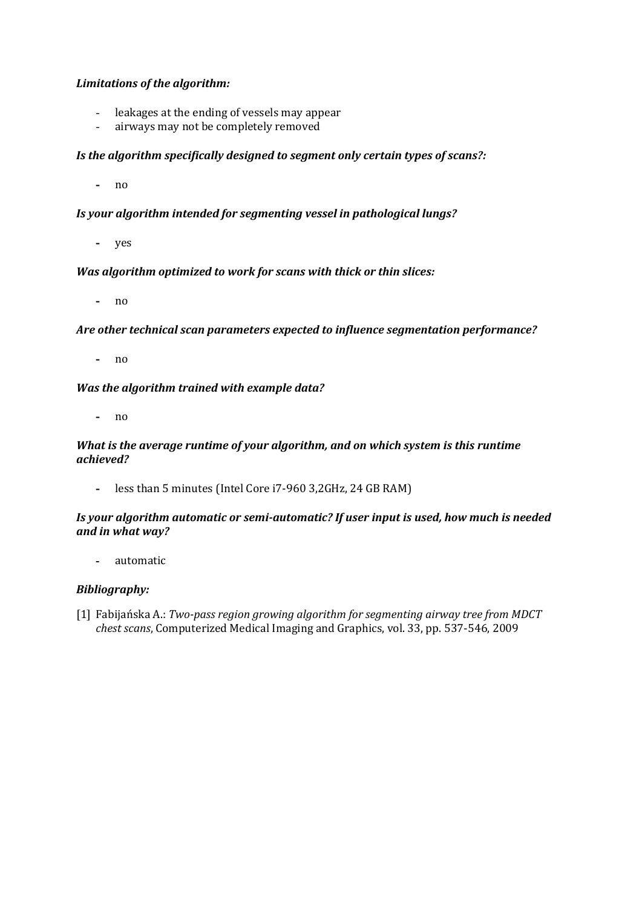***Limitations of the algorithm:***

- leakages at the ending of vessels may appear
- airways may not be completely removed

***Is the algorithm specifically designed to segment only certain types of scans?:***

- no

***Is your algorithm intended for segmenting vessel in pathological lungs?***

- yes

***Was algorithm optimized to work for scans with thick or thin slices:***

- no

***Are other technical scan parameters expected to influence segmentation performance?***

- no

***Was the algorithm trained with example data?***

- no

***What is the average runtime of your algorithm, and on which system is this runtime achieved?***

- less than 5 minutes (Intel Core i7-960 3,2GHz, 24 GB RAM)

***Is your algorithm automatic or semi-automatic? If user input is used, how much is needed and in what way?***

- automatic

***Bibliography:***

[1] Fabijańska A.: *Two-pass region growing algorithm for segmenting airway tree from MDCT chest scans*, Computerized Medical Imaging and Graphics, vol. 33, pp. 537-546, 2009